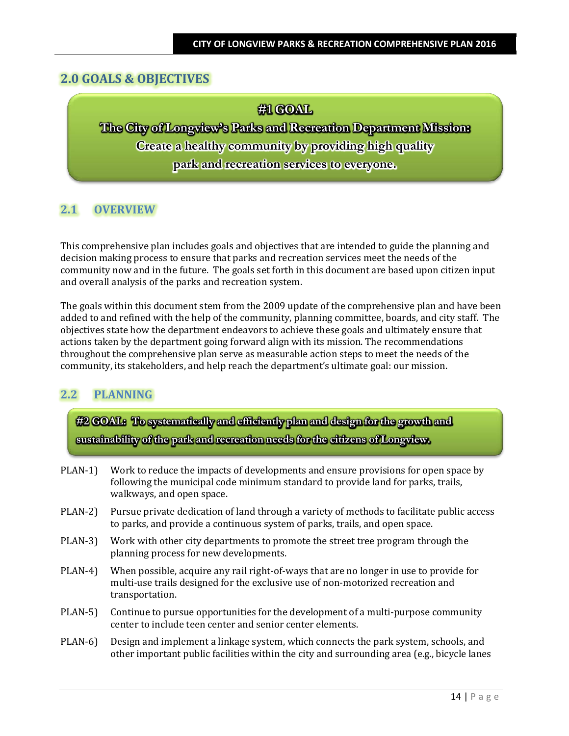# 2.0 GOALS & OBJECTIVES

**#1 GOAL**

**The City of Longview's Parks and Recreation Department Mission:**
**Create a healthy community by providing high quality park and recreation services to everyone.**

## 2.1 OVERVIEW

This comprehensive plan includes goals and objectives that are intended to guide the planning and decision making process to ensure that parks and recreation services meet the needs of the community now and in the future. The goals set forth in this document are based upon citizen input and overall analysis of the parks and recreation system.

The goals within this document stem from the 2009 update of the comprehensive plan and have been added to and refined with the help of the community, planning committee, boards, and city staff. The objectives state how the department endeavors to achieve these goals and ultimately ensure that actions taken by the department going forward align with its mission. The recommendations throughout the comprehensive plan serve as measurable action steps to meet the needs of the community, its stakeholders, and help reach the department's ultimate goal: our mission.

## 2.2 PLANNING

**#2 GOAL: To systematically and efficiently plan and design for the growth and sustainability of the park and recreation needs for the citizens of Longview.**

PLAN-1) Work to reduce the impacts of developments and ensure provisions for open space by following the municipal code minimum standard to provide land for parks, trails, walkways, and open space.

PLAN-2) Pursue private dedication of land through a variety of methods to facilitate public access to parks, and provide a continuous system of parks, trails, and open space.

PLAN-3) Work with other city departments to promote the street tree program through the planning process for new developments.

PLAN-4) When possible, acquire any rail right-of-ways that are no longer in use to provide for multi-use trails designed for the exclusive use of non-motorized recreation and transportation.

PLAN-5) Continue to pursue opportunities for the development of a multi-purpose community center to include teen center and senior center elements.

PLAN-6) Design and implement a linkage system, which connects the park system, schools, and other important public facilities within the city and surrounding area (e.g., bicycle lanes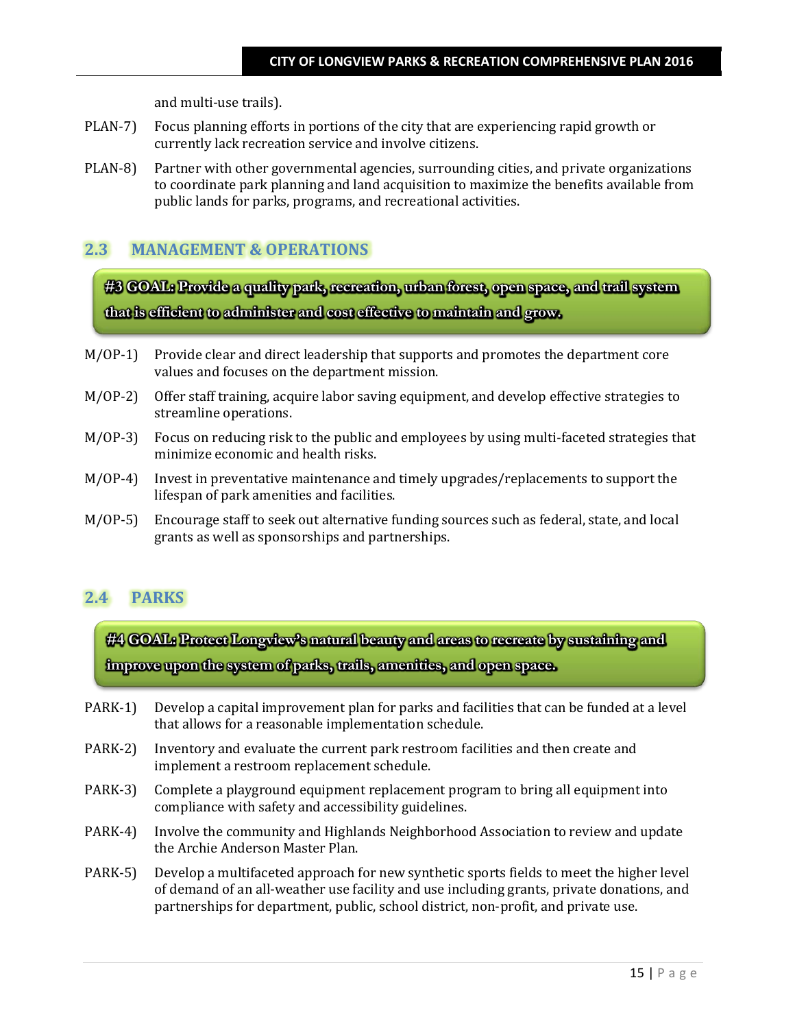and multi-use trails).

PLAN-7) Focus planning efforts in portions of the city that are experiencing rapid growth or currently lack recreation service and involve citizens.

PLAN-8) Partner with other governmental agencies, surrounding cities, and private organizations to coordinate park planning and land acquisition to maximize the benefits available from public lands for parks, programs, and recreational activities.

## 2.3 MANAGEMENT & OPERATIONS

**#3 GOAL: Provide a quality park, recreation, urban forest, open space, and trail system that is efficient to administer and cost effective to maintain and grow.**

M/OP-1) Provide clear and direct leadership that supports and promotes the department core values and focuses on the department mission.

M/OP-2) Offer staff training, acquire labor saving equipment, and develop effective strategies to streamline operations.

M/OP-3) Focus on reducing risk to the public and employees by using multi-faceted strategies that minimize economic and health risks.

M/OP-4) Invest in preventative maintenance and timely upgrades/replacements to support the lifespan of park amenities and facilities.

M/OP-5) Encourage staff to seek out alternative funding sources such as federal, state, and local grants as well as sponsorships and partnerships.

## 2.4 PARKS

**#4 GOAL: Protect Longview's natural beauty and areas to recreate by sustaining and improve upon the system of parks, trails, amenities, and open space.**

PARK-1) Develop a capital improvement plan for parks and facilities that can be funded at a level that allows for a reasonable implementation schedule.

PARK-2) Inventory and evaluate the current park restroom facilities and then create and implement a restroom replacement schedule.

PARK-3) Complete a playground equipment replacement program to bring all equipment into compliance with safety and accessibility guidelines.

PARK-4) Involve the community and Highlands Neighborhood Association to review and update the Archie Anderson Master Plan.

PARK-5) Develop a multifaceted approach for new synthetic sports fields to meet the higher level of demand of an all-weather use facility and use including grants, private donations, and partnerships for department, public, school district, non-profit, and private use.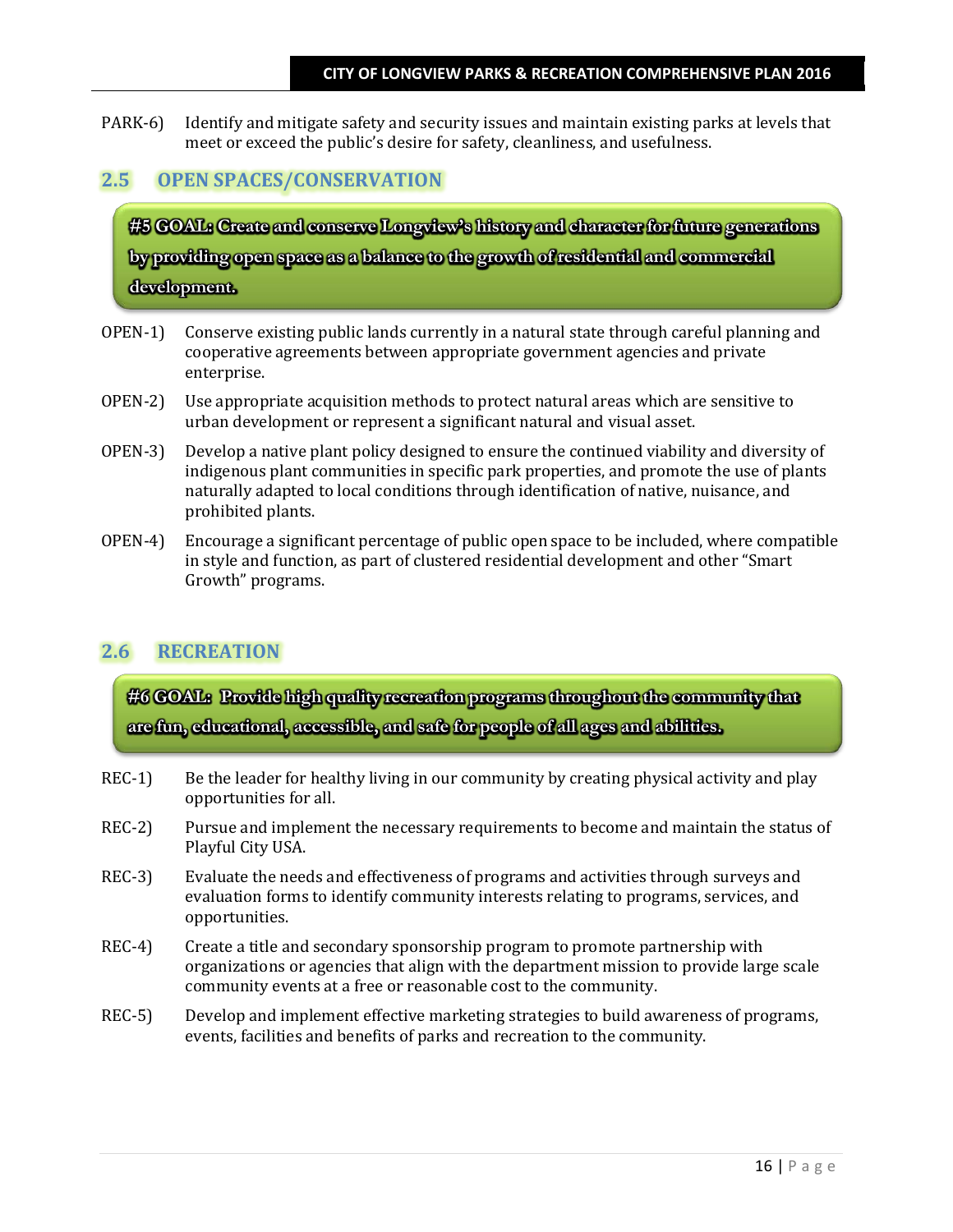PARK-6) Identify and mitigate safety and security issues and maintain existing parks at levels that meet or exceed the public's desire for safety, cleanliness, and usefulness.

## 2.5 OPEN SPACES/CONSERVATION

**#5 GOAL: Create and conserve Longview's history and character for future generations by providing open space as a balance to the growth of residential and commercial development.**

OPEN-1) Conserve existing public lands currently in a natural state through careful planning and cooperative agreements between appropriate government agencies and private enterprise.

OPEN-2) Use appropriate acquisition methods to protect natural areas which are sensitive to urban development or represent a significant natural and visual asset.

OPEN-3) Develop a native plant policy designed to ensure the continued viability and diversity of indigenous plant communities in specific park properties, and promote the use of plants naturally adapted to local conditions through identification of native, nuisance, and prohibited plants.

OPEN-4) Encourage a significant percentage of public open space to be included, where compatible in style and function, as part of clustered residential development and other "Smart Growth" programs.

## 2.6 RECREATION

**#6 GOAL: Provide high quality recreation programs throughout the community that are fun, educational, accessible, and safe for people of all ages and abilities.**

REC-1) Be the leader for healthy living in our community by creating physical activity and play opportunities for all.

REC-2) Pursue and implement the necessary requirements to become and maintain the status of Playful City USA.

REC-3) Evaluate the needs and effectiveness of programs and activities through surveys and evaluation forms to identify community interests relating to programs, services, and opportunities.

REC-4) Create a title and secondary sponsorship program to promote partnership with organizations or agencies that align with the department mission to provide large scale community events at a free or reasonable cost to the community.

REC-5) Develop and implement effective marketing strategies to build awareness of programs, events, facilities and benefits of parks and recreation to the community.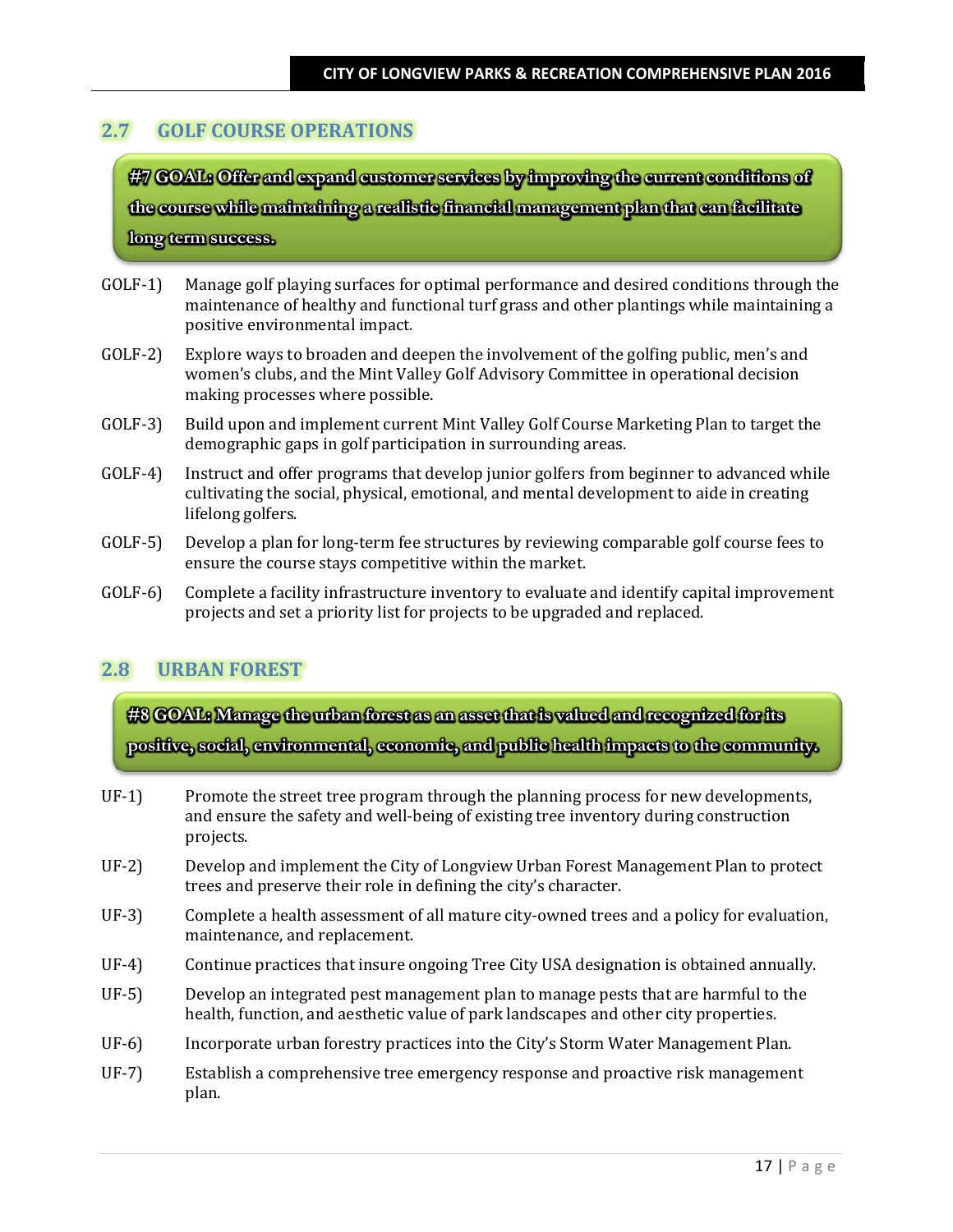## 2.7 GOLF COURSE OPERATIONS

**#7 GOAL: Offer and expand customer services by improving the current conditions of the course while maintaining a realistic financial management plan that can facilitate long term success.**

GOLF-1) Manage golf playing surfaces for optimal performance and desired conditions through the maintenance of healthy and functional turf grass and other plantings while maintaining a positive environmental impact.

GOLF-2) Explore ways to broaden and deepen the involvement of the golfing public, men's and women's clubs, and the Mint Valley Golf Advisory Committee in operational decision making processes where possible.

GOLF-3) Build upon and implement current Mint Valley Golf Course Marketing Plan to target the demographic gaps in golf participation in surrounding areas.

GOLF-4) Instruct and offer programs that develop junior golfers from beginner to advanced while cultivating the social, physical, emotional, and mental development to aide in creating lifelong golfers.

GOLF-5) Develop a plan for long-term fee structures by reviewing comparable golf course fees to ensure the course stays competitive within the market.

GOLF-6) Complete a facility infrastructure inventory to evaluate and identify capital improvement projects and set a priority list for projects to be upgraded and replaced.

## 2.8 URBAN FOREST

**#8 GOAL: Manage the urban forest as an asset that is valued and recognized for its positive, social, environmental, economic, and public health impacts to the community.**

UF-1) Promote the street tree program through the planning process for new developments, and ensure the safety and well-being of existing tree inventory during construction projects.

UF-2) Develop and implement the City of Longview Urban Forest Management Plan to protect trees and preserve their role in defining the city's character.

UF-3) Complete a health assessment of all mature city-owned trees and a policy for evaluation, maintenance, and replacement.

UF-4) Continue practices that insure ongoing Tree City USA designation is obtained annually.

UF-5) Develop an integrated pest management plan to manage pests that are harmful to the health, function, and aesthetic value of park landscapes and other city properties.

UF-6) Incorporate urban forestry practices into the City's Storm Water Management Plan.

UF-7) Establish a comprehensive tree emergency response and proactive risk management plan.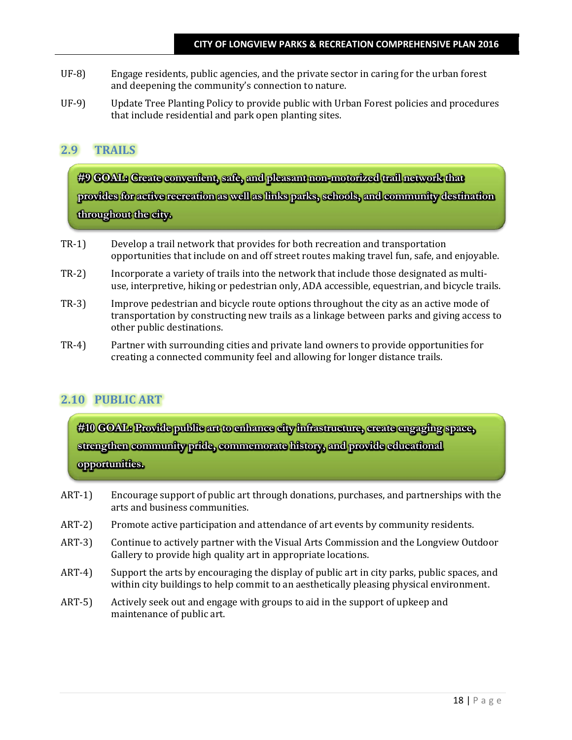UF-8) Engage residents, public agencies, and the private sector in caring for the urban forest and deepening the community's connection to nature.

UF-9) Update Tree Planting Policy to provide public with Urban Forest policies and procedures that include residential and park open planting sites.

## 2.9 TRAILS

**#9 GOAL: Create convenient, safe, and pleasant non-motorized trail network that provides for active recreation as well as links parks, schools, and community destination throughout the city.**

TR-1) Develop a trail network that provides for both recreation and transportation opportunities that include on and off street routes making travel fun, safe, and enjoyable.

TR-2) Incorporate a variety of trails into the network that include those designated as multi-use, interpretive, hiking or pedestrian only, ADA accessible, equestrian, and bicycle trails.

TR-3) Improve pedestrian and bicycle route options throughout the city as an active mode of transportation by constructing new trails as a linkage between parks and giving access to other public destinations.

TR-4) Partner with surrounding cities and private land owners to provide opportunities for creating a connected community feel and allowing for longer distance trails.

## 2.10 PUBLIC ART

**#10 GOAL: Provide public art to enhance city infrastructure, create engaging space, strengthen community pride, commemorate history, and provide educational opportunities.**

ART-1) Encourage support of public art through donations, purchases, and partnerships with the arts and business communities.

ART-2) Promote active participation and attendance of art events by community residents.

ART-3) Continue to actively partner with the Visual Arts Commission and the Longview Outdoor Gallery to provide high quality art in appropriate locations.

ART-4) Support the arts by encouraging the display of public art in city parks, public spaces, and within city buildings to help commit to an aesthetically pleasing physical environment.

ART-5) Actively seek out and engage with groups to aid in the support of upkeep and maintenance of public art.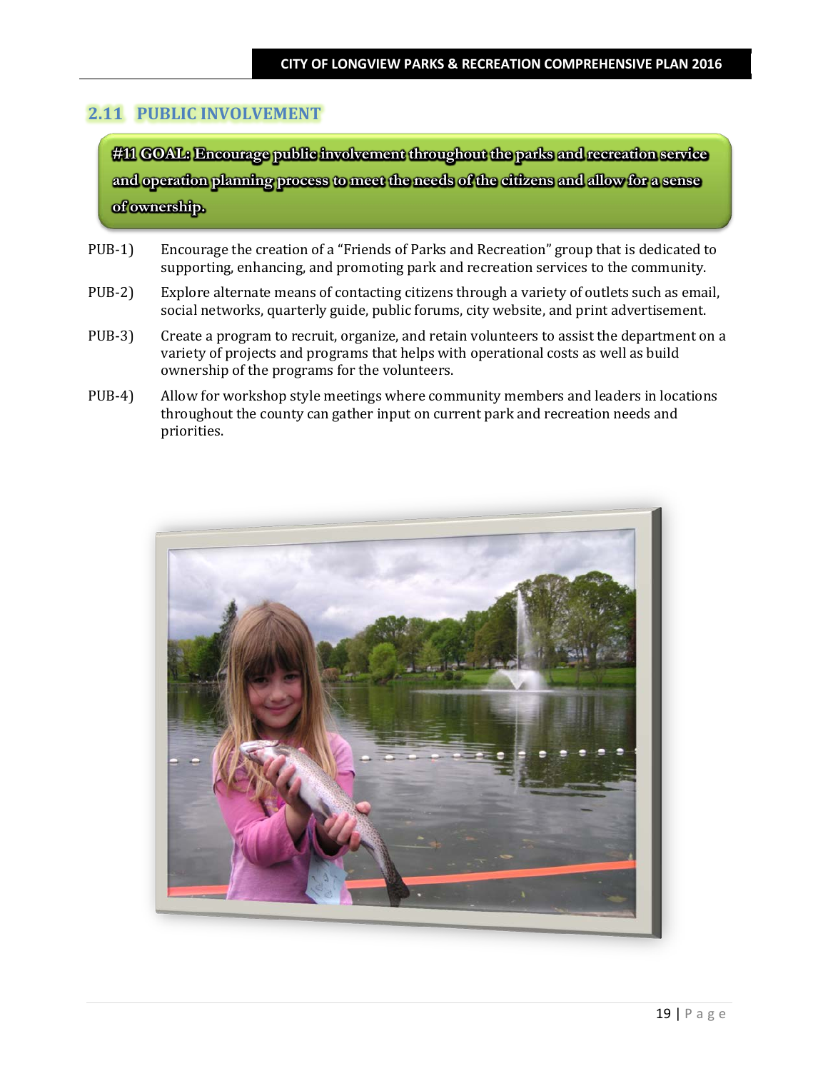## 2.11 PUBLIC INVOLVEMENT

**#11 GOAL: Encourage public involvement throughout the parks and recreation service and operation planning process to meet the needs of the citizens and allow for a sense of ownership.**

PUB-1) Encourage the creation of a "Friends of Parks and Recreation" group that is dedicated to supporting, enhancing, and promoting park and recreation services to the community.

PUB-2) Explore alternate means of contacting citizens through a variety of outlets such as email, social networks, quarterly guide, public forums, city website, and print advertisement.

PUB-3) Create a program to recruit, organize, and retain volunteers to assist the department on a variety of projects and programs that helps with operational costs as well as build ownership of the programs for the volunteers.

PUB-4) Allow for workshop style meetings where community members and leaders in locations throughout the county can gather input on current park and recreation needs and priorities.